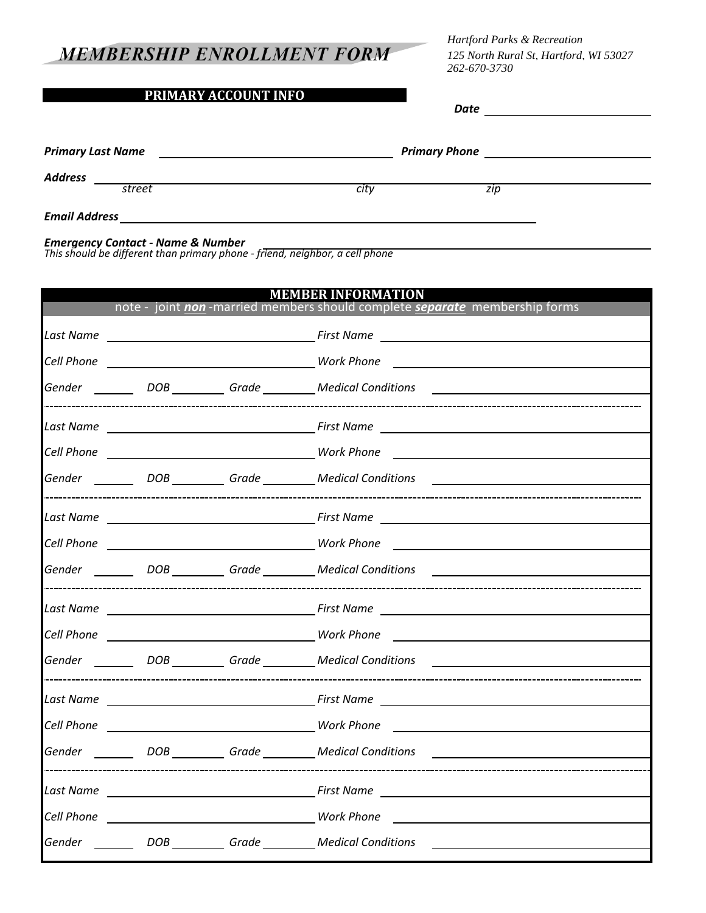# MEMBERSHIP ENROLLMENT FORM

*Hartford Parks & Recreation*
*125 North Rural St, Hartford, WI 53027*
*262-670-3730*

## PRIMARY ACCOUNT INFO

***Date*** ______________________

***Primary Last Name*** ______________________ ***Primary Phone*** ______________________

***Address*** ______________________
*street* *city* *zip*

***Email Address*** ______________________

***Emergency Contact - Name & Number*** ______________________
*This should be different than primary phone - friend, neighbor, a cell phone*

## MEMBER INFORMATION

note - joint ***non*** -married members should complete ***separate*** membership forms

*Last Name* ______________________ *First Name* ______________________

*Cell Phone* ______________________ *Work Phone* ______________________

*Gender* ______ *DOB* ________ *Grade* ________ *Medical Conditions* ______________________

---

*Last Name* ______________________ *First Name* ______________________

*Cell Phone* ______________________ *Work Phone* ______________________

*Gender* ______ *DOB* ________ *Grade* ________ *Medical Conditions* ______________________

---

*Last Name* ______________________ *First Name* ______________________

*Cell Phone* ______________________ *Work Phone* ______________________

*Gender* ______ *DOB* ________ *Grade* ________ *Medical Conditions* ______________________

---

*Last Name* ______________________ *First Name* ______________________

*Cell Phone* ______________________ *Work Phone* ______________________

*Gender* ______ *DOB* ________ *Grade* ________ *Medical Conditions* ______________________

---

*Last Name* ______________________ *First Name* ______________________

*Cell Phone* ______________________ *Work Phone* ______________________

*Gender* ______ *DOB* ________ *Grade* ________ *Medical Conditions* ______________________

---

*Last Name* ______________________ *First Name* ______________________

*Cell Phone* ______________________ *Work Phone* ______________________

*Gender* ______ *DOB* ________ *Grade* ________ *Medical Conditions* ______________________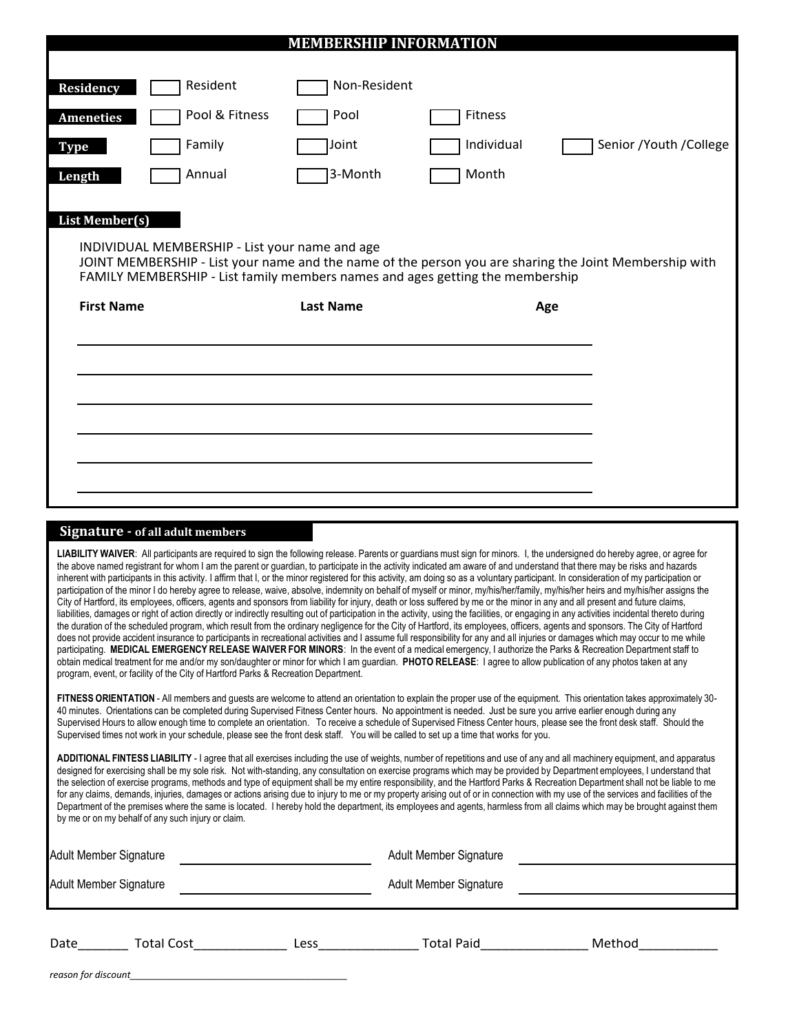## MEMBERSHIP INFORMATION

| | | | | |
|---|---|---|---|---|
| **Residency** | ☐ Resident | ☐ Non-Resident | | |
| **Ameneties** | ☐ Pool & Fitness | ☐ Pool | ☐ Fitness | |
| **Type** | ☐ Family | ☐ Joint | ☐ Individual | ☐ Senior /Youth /College |
| **Length** | ☐ Annual | ☐ 3-Month | ☐ Month | |

**List Member(s)**

INDIVIDUAL MEMBERSHIP - List your name and age
JOINT MEMBERSHIP - List your name and the name of the person you are sharing the Joint Membership with
FAMILY MEMBERSHIP - List family members names and ages getting the membership

| First Name | Last Name | Age |
|---|---|---|
| | | |
| | | |
| | | |
| | | |
| | | |
| | | |

## Signature - of all adult members

**LIABILITY WAIVER**: All participants are required to sign the following release. Parents or guardians must sign for minors. I, the undersigned do hereby agree, or agree for the above named registrant for whom I am the parent or guardian, to participate in the activity indicated am aware of and understand that there may be risks and hazards inherent with participants in this activity. I affirm that I, or the minor registered for this activity, am doing so as a voluntary participant. In consideration of my participation or participation of the minor I do hereby agree to release, waive, absolve, indemnity on behalf of myself or minor, my/his/her/family, my/his/her heirs and my/his/her assigns the City of Hartford, its employees, officers, agents and sponsors from liability for injury, death or loss suffered by me or the minor in any and all present and future claims, liabilities, damages or right of action directly or indirectly resulting out of participation in the activity, using the facilities, or engaging in any activities incidental thereto during the duration of the scheduled program, which result from the ordinary negligence for the City of Hartford, its employees, officers, agents and sponsors. The City of Hartford does not provide accident insurance to participants in recreational activities and I assume full responsibility for any and all injuries or damages which may occur to me while participating. **MEDICAL EMERGENCY RELEASE WAIVER FOR MINORS**: In the event of a medical emergency, I authorize the Parks & Recreation Department staff to obtain medical treatment for me and/or my son/daughter or minor for which I am guardian. **PHOTO RELEASE**: I agree to allow publication of any photos taken at any program, event, or facility of the City of Hartford Parks & Recreation Department.

**FITNESS ORIENTATION** - All members and guests are welcome to attend an orientation to explain the proper use of the equipment. This orientation takes approximately 30-40 minutes. Orientations can be completed during Supervised Fitness Center hours. No appointment is needed. Just be sure you arrive earlier enough during any Supervised Hours to allow enough time to complete an orientation. To receive a schedule of Supervised Fitness Center hours, please see the front desk staff. Should the Supervised times not work in your schedule, please see the front desk staff. You will be called to set up a time that works for you.

**ADDITIONAL FINTESS LIABILITY** - I agree that all exercises including the use of weights, number of repetitions and use of any and all machinery equipment, and apparatus designed for exercising shall be my sole risk. Not with-standing, any consultation on exercise programs which may be provided by Department employees, I understand that the selection of exercise programs, methods and type of equipment shall be my entire responsibility, and the Hartford Parks & Recreation Department shall not be liable to me for any claims, demands, injuries, damages or actions arising due to injury to me or my property arising out of or in connection with my use of the services and facilities of the Department of the premises where the same is located. I hereby hold the department, its employees and agents, harmless from all claims which may be brought against them by me or on my behalf of any such injury or claim.

Adult Member Signature ____________________ Adult Member Signature ____________________

Adult Member Signature ____________________ Adult Member Signature ____________________

Date_______ Total Cost_____________ Less______________ Total Paid_______________ Method___________

*reason for discount*__________________________________________